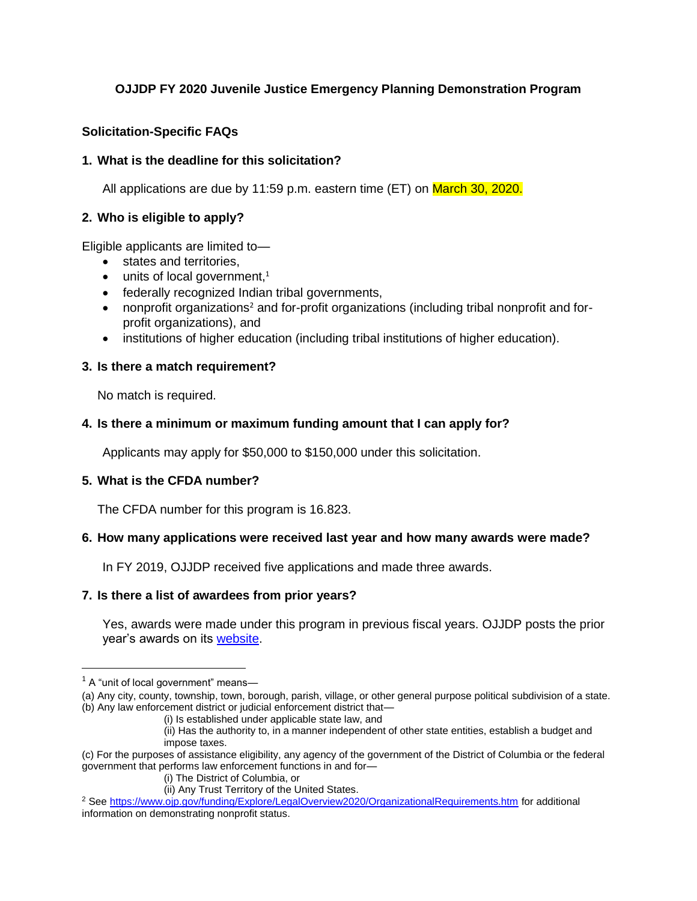# OJJDP FY 2020 Juvenile Justice Emergency Planning Demonstration Program

## Solicitation-Specific FAQs

### 1. What is the deadline for this solicitation?

All applications are due by 11:59 p.m. eastern time (ET) on March 30, 2020.

### 2. Who is eligible to apply?

Eligible applicants are limited to—

- states and territories,
- units of local government,[1]
- federally recognized Indian tribal governments,
- nonprofit organizations[2] and for-profit organizations (including tribal nonprofit and for-profit organizations), and
- institutions of higher education (including tribal institutions of higher education).

### 3. Is there a match requirement?

No match is required.

### 4. Is there a minimum or maximum funding amount that I can apply for?

Applicants may apply for $50,000 to $150,000 under this solicitation.

### 5. What is the CFDA number?

The CFDA number for this program is 16.823.

### 6. How many applications were received last year and how many awards were made?

In FY 2019, OJJDP received five applications and made three awards.

### 7. Is there a list of awardees from prior years?

Yes, awards were made under this program in previous fiscal years. OJJDP posts the prior year's awards on its [website](#).

---

[1] A "unit of local government" means—

(a) Any city, county, township, town, borough, parish, village, or other general purpose political subdivision of a state.

(b) Any law enforcement district or judicial enforcement district that—

(i) Is established under applicable state law, and

(ii) Has the authority to, in a manner independent of other state entities, establish a budget and impose taxes.

(c) For the purposes of assistance eligibility, any agency of the government of the District of Columbia or the federal government that performs law enforcement functions in and for—

(i) The District of Columbia, or

(ii) Any Trust Territory of the United States.

[2] See https://www.ojp.gov/funding/Explore/LegalOverview2020/OrganizationalRequirements.htm for additional information on demonstrating nonprofit status.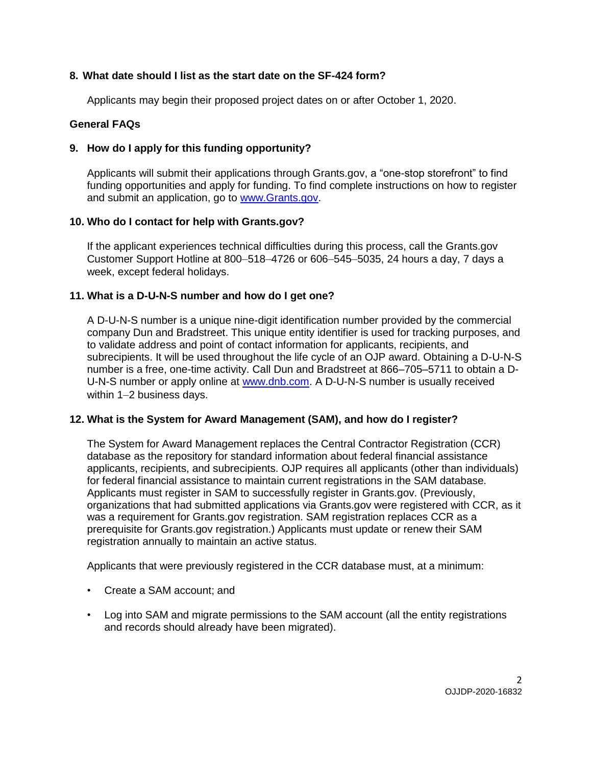### 8. What date should I list as the start date on the SF-424 form?

Applicants may begin their proposed project dates on or after October 1, 2020.

## General FAQs

### 9. How do I apply for this funding opportunity?

Applicants will submit their applications through Grants.gov, a "one-stop storefront" to find funding opportunities and apply for funding. To find complete instructions on how to register and submit an application, go to [www.Grants.gov](www.Grants.gov).

### 10. Who do I contact for help with Grants.gov?

If the applicant experiences technical difficulties during this process, call the Grants.gov Customer Support Hotline at 800–518–4726 or 606–545–5035, 24 hours a day, 7 days a week, except federal holidays.

### 11. What is a D-U-N-S number and how do I get one?

A D-U-N-S number is a unique nine-digit identification number provided by the commercial company Dun and Bradstreet. This unique entity identifier is used for tracking purposes, and to validate address and point of contact information for applicants, recipients, and subrecipients. It will be used throughout the life cycle of an OJP award. Obtaining a D-U-N-S number is a free, one-time activity. Call Dun and Bradstreet at 866–705–5711 to obtain a D-U-N-S number or apply online at [www.dnb.com](www.dnb.com). A D-U-N-S number is usually received within 1–2 business days.

### 12. What is the System for Award Management (SAM), and how do I register?

The System for Award Management replaces the Central Contractor Registration (CCR) database as the repository for standard information about federal financial assistance applicants, recipients, and subrecipients. OJP requires all applicants (other than individuals) for federal financial assistance to maintain current registrations in the SAM database. Applicants must register in SAM to successfully register in Grants.gov. (Previously, organizations that had submitted applications via Grants.gov were registered with CCR, as it was a requirement for Grants.gov registration. SAM registration replaces CCR as a prerequisite for Grants.gov registration.) Applicants must update or renew their SAM registration annually to maintain an active status.

Applicants that were previously registered in the CCR database must, at a minimum:

- Create a SAM account; and
- Log into SAM and migrate permissions to the SAM account (all the entity registrations and records should already have been migrated).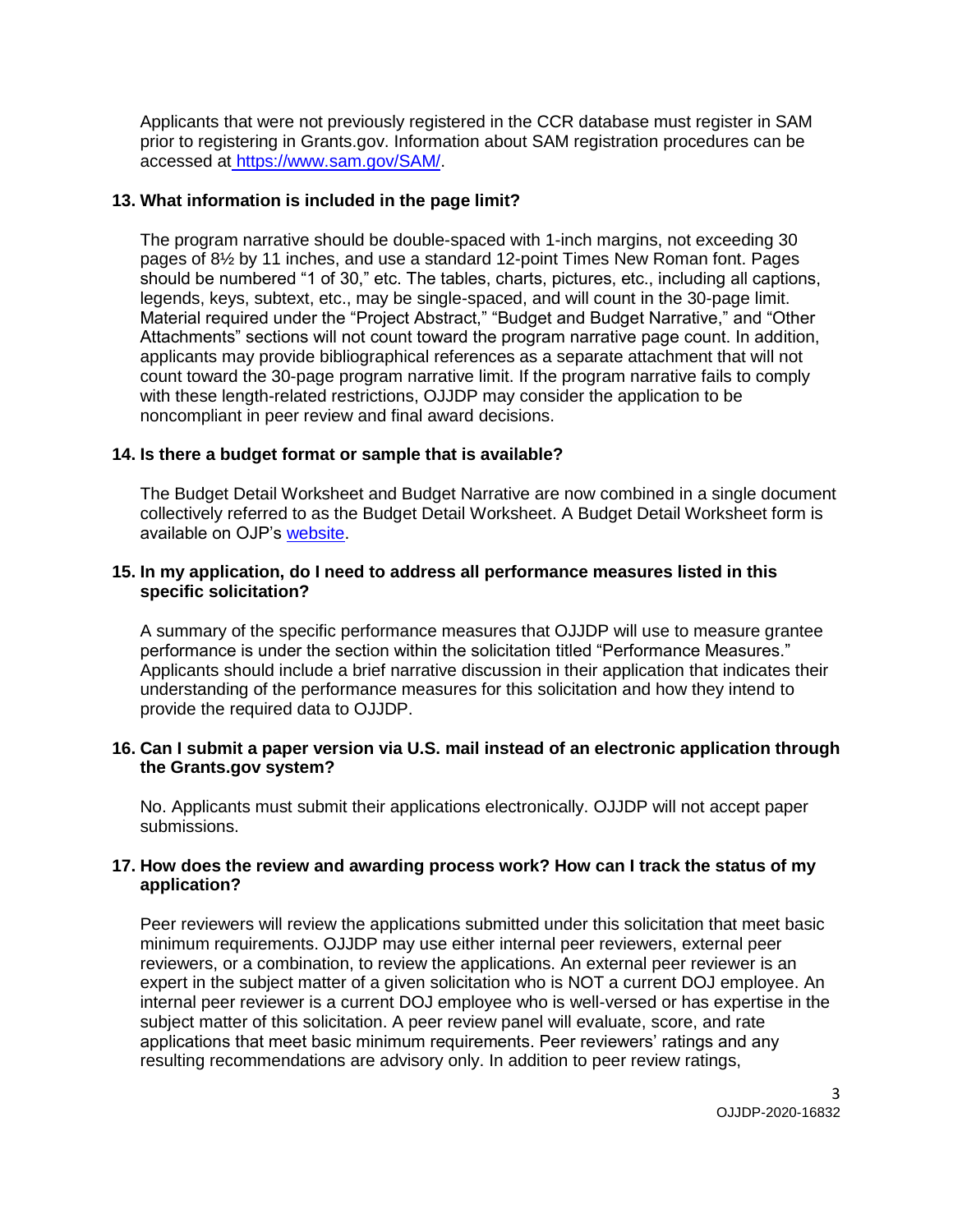Applicants that were not previously registered in the CCR database must register in SAM prior to registering in Grants.gov. Information about SAM registration procedures can be accessed at https://www.sam.gov/SAM/.

**13. What information is included in the page limit?**

The program narrative should be double-spaced with 1-inch margins, not exceeding 30 pages of 8½ by 11 inches, and use a standard 12-point Times New Roman font. Pages should be numbered "1 of 30," etc. The tables, charts, pictures, etc., including all captions, legends, keys, subtext, etc., may be single-spaced, and will count in the 30-page limit. Material required under the "Project Abstract," "Budget and Budget Narrative," and "Other Attachments" sections will not count toward the program narrative page count. In addition, applicants may provide bibliographical references as a separate attachment that will not count toward the 30-page program narrative limit. If the program narrative fails to comply with these length-related restrictions, OJJDP may consider the application to be noncompliant in peer review and final award decisions.

**14. Is there a budget format or sample that is available?**

The Budget Detail Worksheet and Budget Narrative are now combined in a single document collectively referred to as the Budget Detail Worksheet. A Budget Detail Worksheet form is available on OJP's website.

**15. In my application, do I need to address all performance measures listed in this specific solicitation?**

A summary of the specific performance measures that OJJDP will use to measure grantee performance is under the section within the solicitation titled "Performance Measures." Applicants should include a brief narrative discussion in their application that indicates their understanding of the performance measures for this solicitation and how they intend to provide the required data to OJJDP.

**16. Can I submit a paper version via U.S. mail instead of an electronic application through the Grants.gov system?**

No. Applicants must submit their applications electronically. OJJDP will not accept paper submissions.

**17. How does the review and awarding process work? How can I track the status of my application?**

Peer reviewers will review the applications submitted under this solicitation that meet basic minimum requirements. OJJDP may use either internal peer reviewers, external peer reviewers, or a combination, to review the applications. An external peer reviewer is an expert in the subject matter of a given solicitation who is NOT a current DOJ employee. An internal peer reviewer is a current DOJ employee who is well-versed or has expertise in the subject matter of this solicitation. A peer review panel will evaluate, score, and rate applications that meet basic minimum requirements. Peer reviewers' ratings and any resulting recommendations are advisory only. In addition to peer review ratings,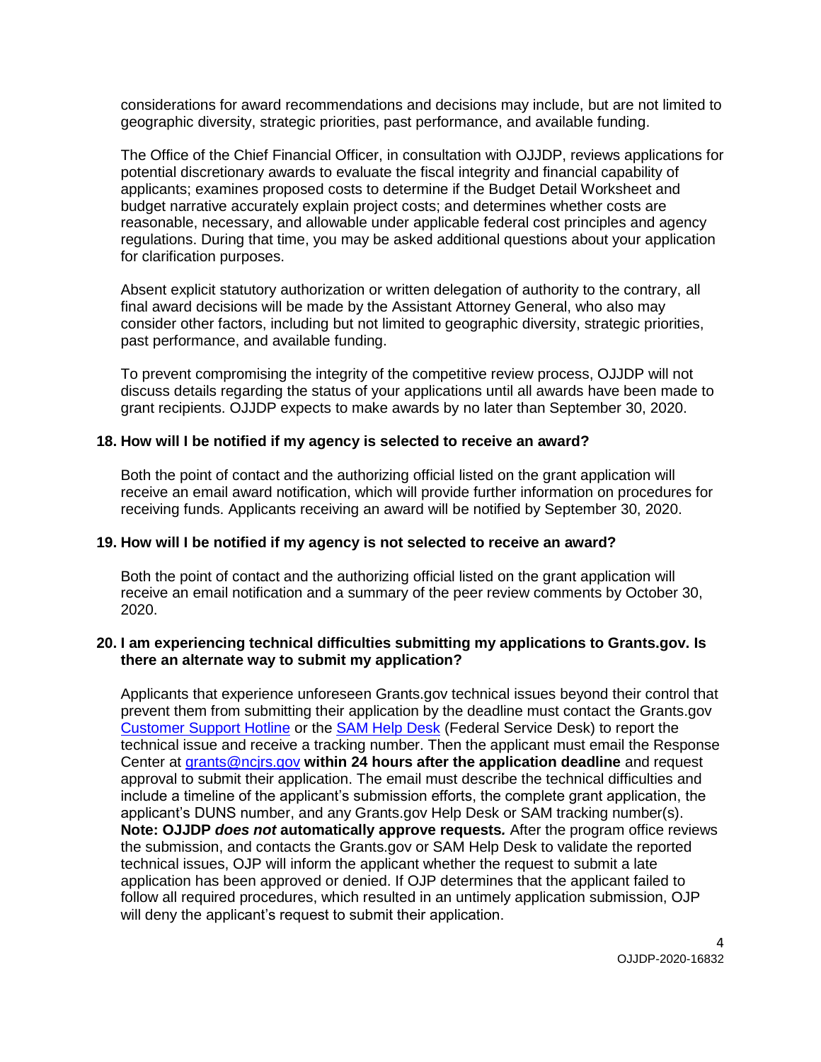considerations for award recommendations and decisions may include, but are not limited to geographic diversity, strategic priorities, past performance, and available funding.

The Office of the Chief Financial Officer, in consultation with OJJDP, reviews applications for potential discretionary awards to evaluate the fiscal integrity and financial capability of applicants; examines proposed costs to determine if the Budget Detail Worksheet and budget narrative accurately explain project costs; and determines whether costs are reasonable, necessary, and allowable under applicable federal cost principles and agency regulations. During that time, you may be asked additional questions about your application for clarification purposes.

Absent explicit statutory authorization or written delegation of authority to the contrary, all final award decisions will be made by the Assistant Attorney General, who also may consider other factors, including but not limited to geographic diversity, strategic priorities, past performance, and available funding.

To prevent compromising the integrity of the competitive review process, OJJDP will not discuss details regarding the status of your applications until all awards have been made to grant recipients. OJJDP expects to make awards by no later than September 30, 2020.

**18. How will I be notified if my agency is selected to receive an award?**

Both the point of contact and the authorizing official listed on the grant application will receive an email award notification, which will provide further information on procedures for receiving funds. Applicants receiving an award will be notified by September 30, 2020.

**19. How will I be notified if my agency is not selected to receive an award?**

Both the point of contact and the authorizing official listed on the grant application will receive an email notification and a summary of the peer review comments by October 30, 2020.

**20. I am experiencing technical difficulties submitting my applications to Grants.gov. Is there an alternate way to submit my application?**

Applicants that experience unforeseen Grants.gov technical issues beyond their control that prevent them from submitting their application by the deadline must contact the Grants.gov [Customer Support Hotline]() or the [SAM Help Desk]() (Federal Service Desk) to report the technical issue and receive a tracking number. Then the applicant must email the Response Center at [grants@ncjrs.gov](mailto:grants@ncjrs.gov) **within 24 hours after the application deadline** and request approval to submit their application. The email must describe the technical difficulties and include a timeline of the applicant's submission efforts, the complete grant application, the applicant's DUNS number, and any Grants.gov Help Desk or SAM tracking number(s). **Note: OJJDP *does not* automatically approve requests.** After the program office reviews the submission, and contacts the Grants.gov or SAM Help Desk to validate the reported technical issues, OJP will inform the applicant whether the request to submit a late application has been approved or denied. If OJP determines that the applicant failed to follow all required procedures, which resulted in an untimely application submission, OJP will deny the applicant's request to submit their application.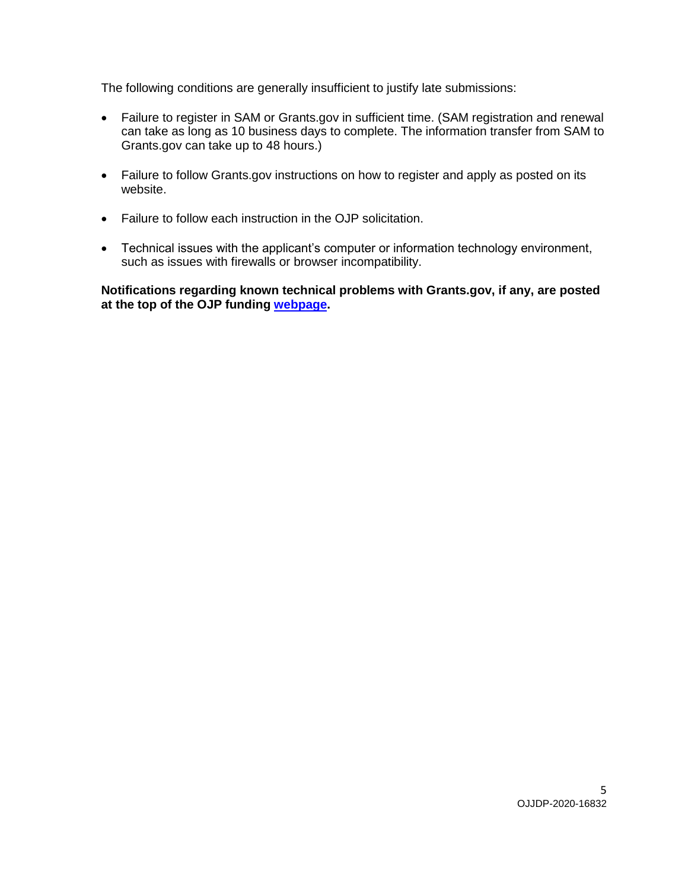The following conditions are generally insufficient to justify late submissions:

- Failure to register in SAM or Grants.gov in sufficient time. (SAM registration and renewal can take as long as 10 business days to complete. The information transfer from SAM to Grants.gov can take up to 48 hours.)
- Failure to follow Grants.gov instructions on how to register and apply as posted on its website.
- Failure to follow each instruction in the OJP solicitation.
- Technical issues with the applicant's computer or information technology environment, such as issues with firewalls or browser incompatibility.

**Notifications regarding known technical problems with Grants.gov, if any, are posted at the top of the OJP funding webpage.**